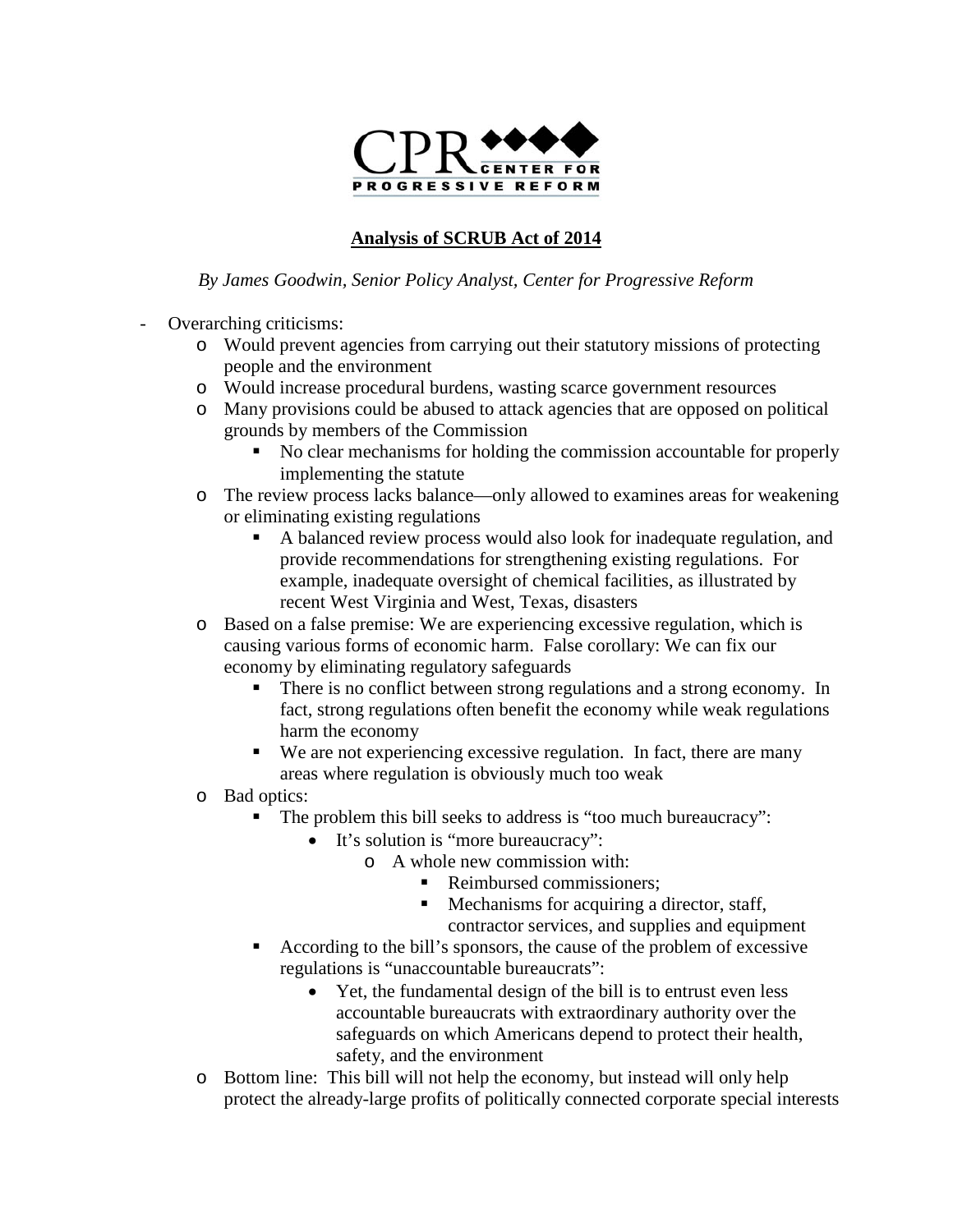CPR CENTER FOR PROGRESSIVE REFORM

## Analysis of SCRUB Act of 2014

*By James Goodwin, Senior Policy Analyst, Center for Progressive Reform*

- Overarching criticisms:
  - Would prevent agencies from carrying out their statutory missions of protecting people and the environment
  - Would increase procedural burdens, wasting scarce government resources
  - Many provisions could be abused to attack agencies that are opposed on political grounds by members of the Commission
    - No clear mechanisms for holding the commission accountable for properly implementing the statute
  - The review process lacks balance—only allowed to examines areas for weakening or eliminating existing regulations
    - A balanced review process would also look for inadequate regulation, and provide recommendations for strengthening existing regulations. For example, inadequate oversight of chemical facilities, as illustrated by recent West Virginia and West, Texas, disasters
  - Based on a false premise: We are experiencing excessive regulation, which is causing various forms of economic harm. False corollary: We can fix our economy by eliminating regulatory safeguards
    - There is no conflict between strong regulations and a strong economy. In fact, strong regulations often benefit the economy while weak regulations harm the economy
    - We are not experiencing excessive regulation. In fact, there are many areas where regulation is obviously much too weak
  - Bad optics:
    - The problem this bill seeks to address is "too much bureaucracy":
      - It's solution is "more bureaucracy":
        - A whole new commission with:
          - Reimbursed commissioners;
          - Mechanisms for acquiring a director, staff, contractor services, and supplies and equipment
    - According to the bill's sponsors, the cause of the problem of excessive regulations is "unaccountable bureaucrats":
      - Yet, the fundamental design of the bill is to entrust even less accountable bureaucrats with extraordinary authority over the safeguards on which Americans depend to protect their health, safety, and the environment
  - Bottom line: This bill will not help the economy, but instead will only help protect the already-large profits of politically connected corporate special interests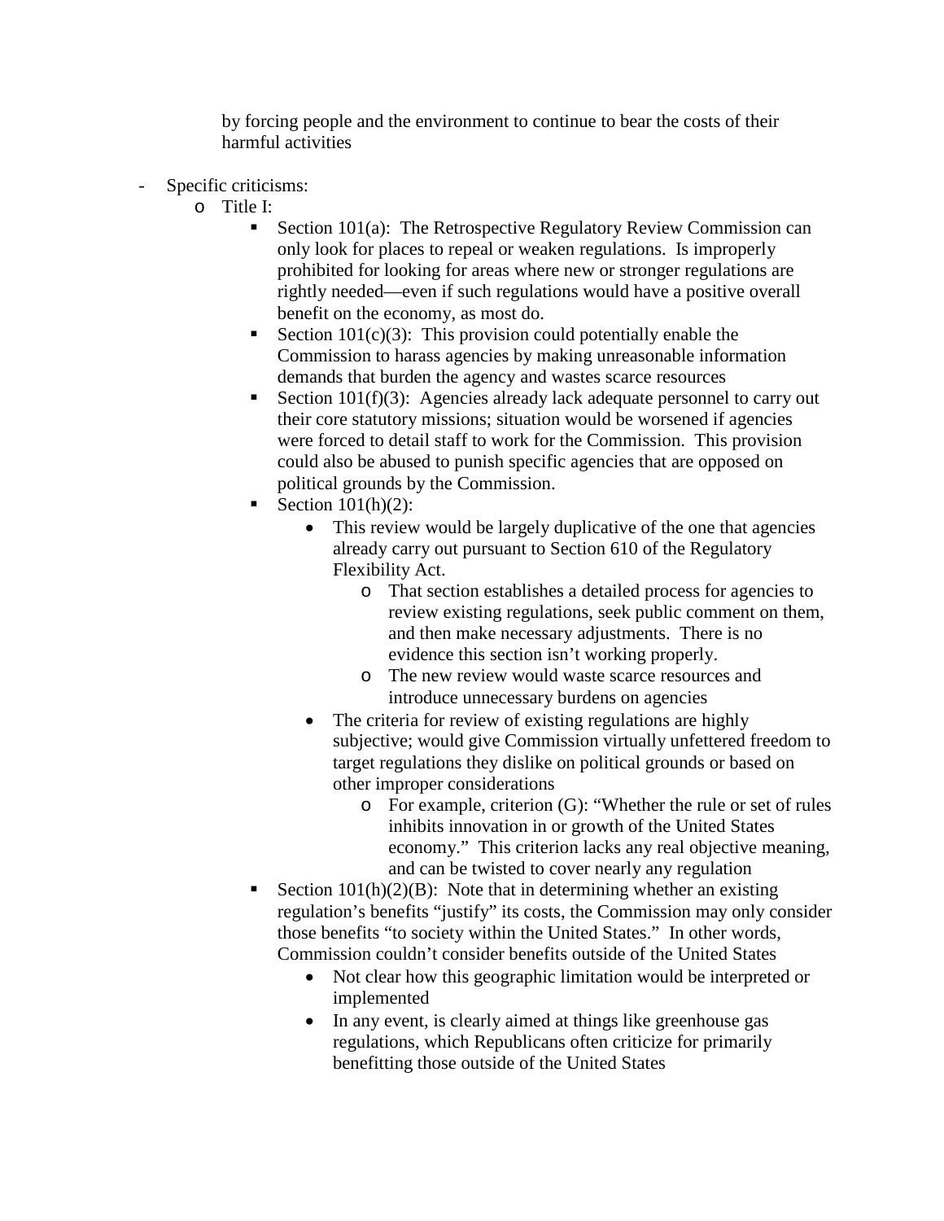by forcing people and the environment to continue to bear the costs of their harmful activities

- Specific criticisms:
  - Title I:
    - Section 101(a): The Retrospective Regulatory Review Commission can only look for places to repeal or weaken regulations. Is improperly prohibited for looking for areas where new or stronger regulations are rightly needed—even if such regulations would have a positive overall benefit on the economy, as most do.
    - Section 101(c)(3): This provision could potentially enable the Commission to harass agencies by making unreasonable information demands that burden the agency and wastes scarce resources
    - Section 101(f)(3): Agencies already lack adequate personnel to carry out their core statutory missions; situation would be worsened if agencies were forced to detail staff to work for the Commission. This provision could also be abused to punish specific agencies that are opposed on political grounds by the Commission.
    - Section 101(h)(2):
      - This review would be largely duplicative of the one that agencies already carry out pursuant to Section 610 of the Regulatory Flexibility Act.
        - That section establishes a detailed process for agencies to review existing regulations, seek public comment on them, and then make necessary adjustments. There is no evidence this section isn't working properly.
        - The new review would waste scarce resources and introduce unnecessary burdens on agencies
      - The criteria for review of existing regulations are highly subjective; would give Commission virtually unfettered freedom to target regulations they dislike on political grounds or based on other improper considerations
        - For example, criterion (G): "Whether the rule or set of rules inhibits innovation in or growth of the United States economy." This criterion lacks any real objective meaning, and can be twisted to cover nearly any regulation
    - Section 101(h)(2)(B): Note that in determining whether an existing regulation's benefits "justify" its costs, the Commission may only consider those benefits "to society within the United States." In other words, Commission couldn't consider benefits outside of the United States
      - Not clear how this geographic limitation would be interpreted or implemented
      - In any event, is clearly aimed at things like greenhouse gas regulations, which Republicans often criticize for primarily benefitting those outside of the United States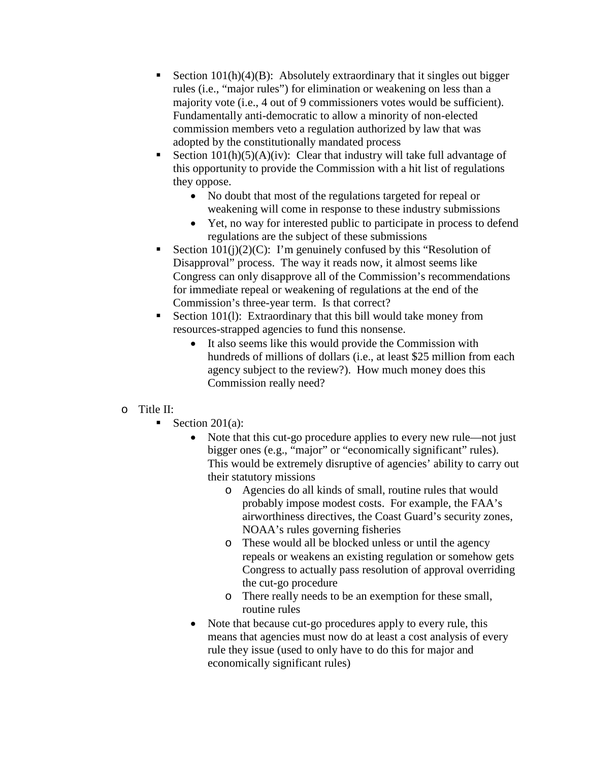- Section 101(h)(4)(B): Absolutely extraordinary that it singles out bigger rules (i.e., "major rules") for elimination or weakening on less than a majority vote (i.e., 4 out of 9 commissioners votes would be sufficient). Fundamentally anti-democratic to allow a minority of non-elected commission members veto a regulation authorized by law that was adopted by the constitutionally mandated process
  - Section 101(h)(5)(A)(iv): Clear that industry will take full advantage of this opportunity to provide the Commission with a hit list of regulations they oppose.
    - No doubt that most of the regulations targeted for repeal or weakening will come in response to these industry submissions
    - Yet, no way for interested public to participate in process to defend regulations are the subject of these submissions
  - Section 101(j)(2)(C): I'm genuinely confused by this "Resolution of Disapproval" process. The way it reads now, it almost seems like Congress can only disapprove all of the Commission's recommendations for immediate repeal or weakening of regulations at the end of the Commission's three-year term. Is that correct?
  - Section 101(l): Extraordinary that this bill would take money from resources-strapped agencies to fund this nonsense.
    - It also seems like this would provide the Commission with hundreds of millions of dollars (i.e., at least $25 million from each agency subject to the review?). How much money does this Commission really need?

- Title II:
  - Section 201(a):
    - Note that this cut-go procedure applies to every new rule—not just bigger ones (e.g., "major" or "economically significant" rules). This would be extremely disruptive of agencies' ability to carry out their statutory missions
      - Agencies do all kinds of small, routine rules that would probably impose modest costs. For example, the FAA's airworthiness directives, the Coast Guard's security zones, NOAA's rules governing fisheries
      - These would all be blocked unless or until the agency repeals or weakens an existing regulation or somehow gets Congress to actually pass resolution of approval overriding the cut-go procedure
      - There really needs to be an exemption for these small, routine rules
    - Note that because cut-go procedures apply to every rule, this means that agencies must now do at least a cost analysis of every rule they issue (used to only have to do this for major and economically significant rules)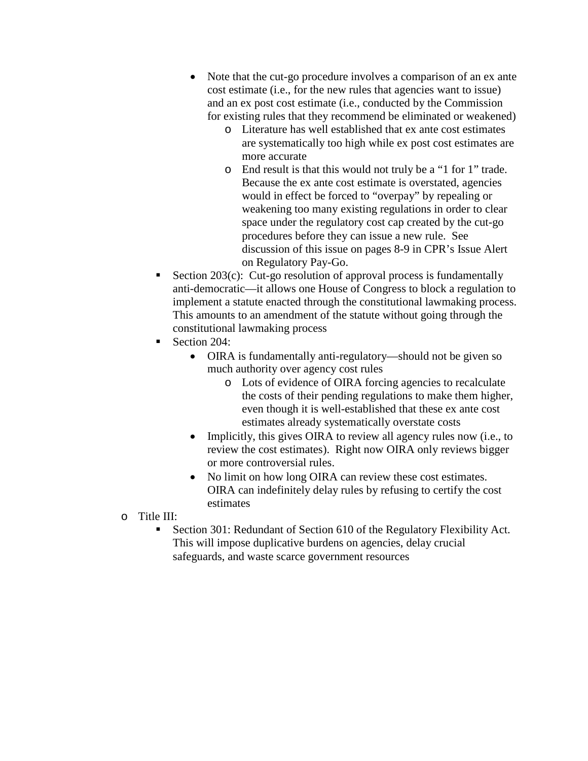- Note that the cut-go procedure involves a comparison of an ex ante cost estimate (i.e., for the new rules that agencies want to issue) and an ex post cost estimate (i.e., conducted by the Commission for existing rules that they recommend be eliminated or weakened)
                - Literature has well established that ex ante cost estimates are systematically too high while ex post cost estimates are more accurate
                - End result is that this would not truly be a "1 for 1" trade. Because the ex ante cost estimate is overstated, agencies would in effect be forced to "overpay" by repealing or weakening too many existing regulations in order to clear space under the regulatory cost cap created by the cut-go procedures before they can issue a new rule. See discussion of this issue on pages 8-9 in CPR's Issue Alert on Regulatory Pay-Go.
        - Section 203(c): Cut-go resolution of approval process is fundamentally anti-democratic—it allows one House of Congress to block a regulation to implement a statute enacted through the constitutional lawmaking process. This amounts to an amendment of the statute without going through the constitutional lawmaking process
        - Section 204:
            - OIRA is fundamentally anti-regulatory—should not be given so much authority over agency cost rules
                - Lots of evidence of OIRA forcing agencies to recalculate the costs of their pending regulations to make them higher, even though it is well-established that these ex ante cost estimates already systematically overstate costs
            - Implicitly, this gives OIRA to review all agency rules now (i.e., to review the cost estimates). Right now OIRA only reviews bigger or more controversial rules.
            - No limit on how long OIRA can review these cost estimates. OIRA can indefinitely delay rules by refusing to certify the cost estimates
    - Title III:
        - Section 301: Redundant of Section 610 of the Regulatory Flexibility Act. This will impose duplicative burdens on agencies, delay crucial safeguards, and waste scarce government resources